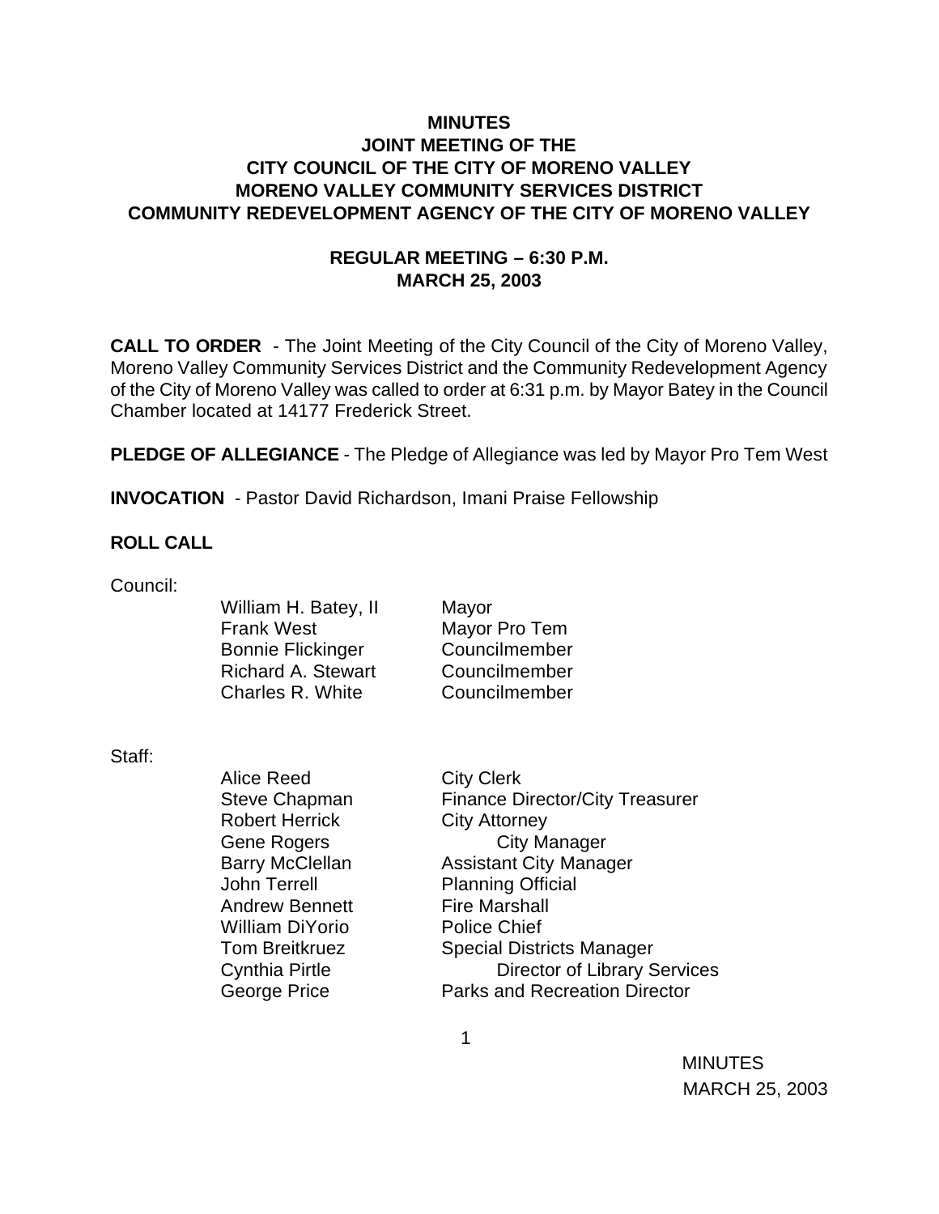# MINUTES
## JOINT MEETING OF THE
## CITY COUNCIL OF THE CITY OF MORENO VALLEY
## MORENO VALLEY COMMUNITY SERVICES DISTRICT
## COMMUNITY REDEVELOPMENT AGENCY OF THE CITY OF MORENO VALLEY

### REGULAR MEETING – 6:30 P.M.
### MARCH 25, 2003

**CALL TO ORDER** - The Joint Meeting of the City Council of the City of Moreno Valley, Moreno Valley Community Services District and the Community Redevelopment Agency of the City of Moreno Valley was called to order at 6:31 p.m. by Mayor Batey in the Council Chamber located at 14177 Frederick Street.

**PLEDGE OF ALLEGIANCE** - The Pledge of Allegiance was led by Mayor Pro Tem West

**INVOCATION** - Pastor David Richardson, Imani Praise Fellowship

**ROLL CALL**

Council:

| | |
|---|---|
| William H. Batey, II | Mayor |
| Frank West | Mayor Pro Tem |
| Bonnie Flickinger | Councilmember |
| Richard A. Stewart | Councilmember |
| Charles R. White | Councilmember |

Staff:

| | |
|---|---|
| Alice Reed | City Clerk |
| Steve Chapman | Finance Director/City Treasurer |
| Robert Herrick | City Attorney |
| Gene Rogers | City Manager |
| Barry McClellan | Assistant City Manager |
| John Terrell | Planning Official |
| Andrew Bennett | Fire Marshall |
| William DiYorio | Police Chief |
| Tom Breitkruez | Special Districts Manager |
| Cynthia Pirtle | Director of Library Services |
| George Price | Parks and Recreation Director |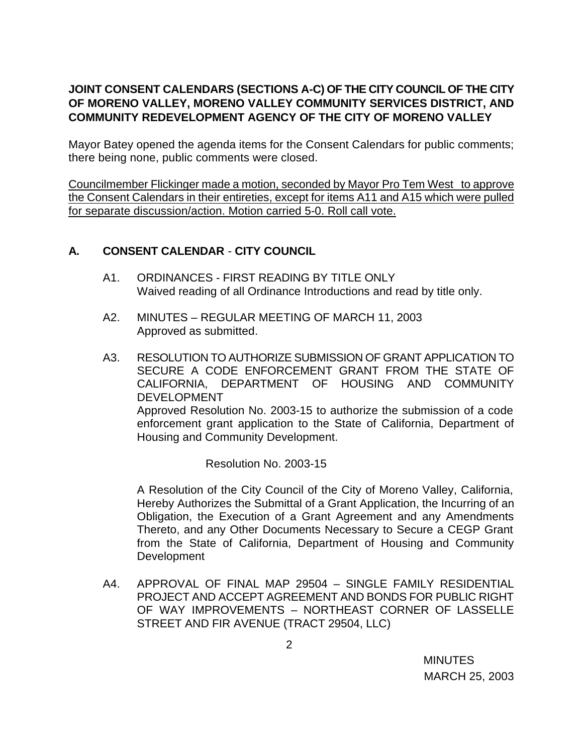**JOINT CONSENT CALENDARS (SECTIONS A-C) OF THE CITY COUNCIL OF THE CITY OF MORENO VALLEY, MORENO VALLEY COMMUNITY SERVICES DISTRICT, AND COMMUNITY REDEVELOPMENT AGENCY OF THE CITY OF MORENO VALLEY**

Mayor Batey opened the agenda items for the Consent Calendars for public comments; there being none, public comments were closed.

<u>Councilmember Flickinger made a motion, seconded by Mayor Pro Tem West to approve the Consent Calendars in their entireties, except for items A11 and A15 which were pulled for separate discussion/action. Motion carried 5-0. Roll call vote.</u>

## A. CONSENT CALENDAR - CITY COUNCIL

A1. ORDINANCES - FIRST READING BY TITLE ONLY
Waived reading of all Ordinance Introductions and read by title only.

A2. MINUTES – REGULAR MEETING OF MARCH 11, 2003
Approved as submitted.

A3. RESOLUTION TO AUTHORIZE SUBMISSION OF GRANT APPLICATION TO SECURE A CODE ENFORCEMENT GRANT FROM THE STATE OF CALIFORNIA, DEPARTMENT OF HOUSING AND COMMUNITY DEVELOPMENT
Approved Resolution No. 2003-15 to authorize the submission of a code enforcement grant application to the State of California, Department of Housing and Community Development.

Resolution No. 2003-15

A Resolution of the City Council of the City of Moreno Valley, California, Hereby Authorizes the Submittal of a Grant Application, the Incurring of an Obligation, the Execution of a Grant Agreement and any Amendments Thereto, and any Other Documents Necessary to Secure a CEGP Grant from the State of California, Department of Housing and Community Development

A4. APPROVAL OF FINAL MAP 29504 – SINGLE FAMILY RESIDENTIAL PROJECT AND ACCEPT AGREEMENT AND BONDS FOR PUBLIC RIGHT OF WAY IMPROVEMENTS – NORTHEAST CORNER OF LASSELLE STREET AND FIR AVENUE (TRACT 29504, LLC)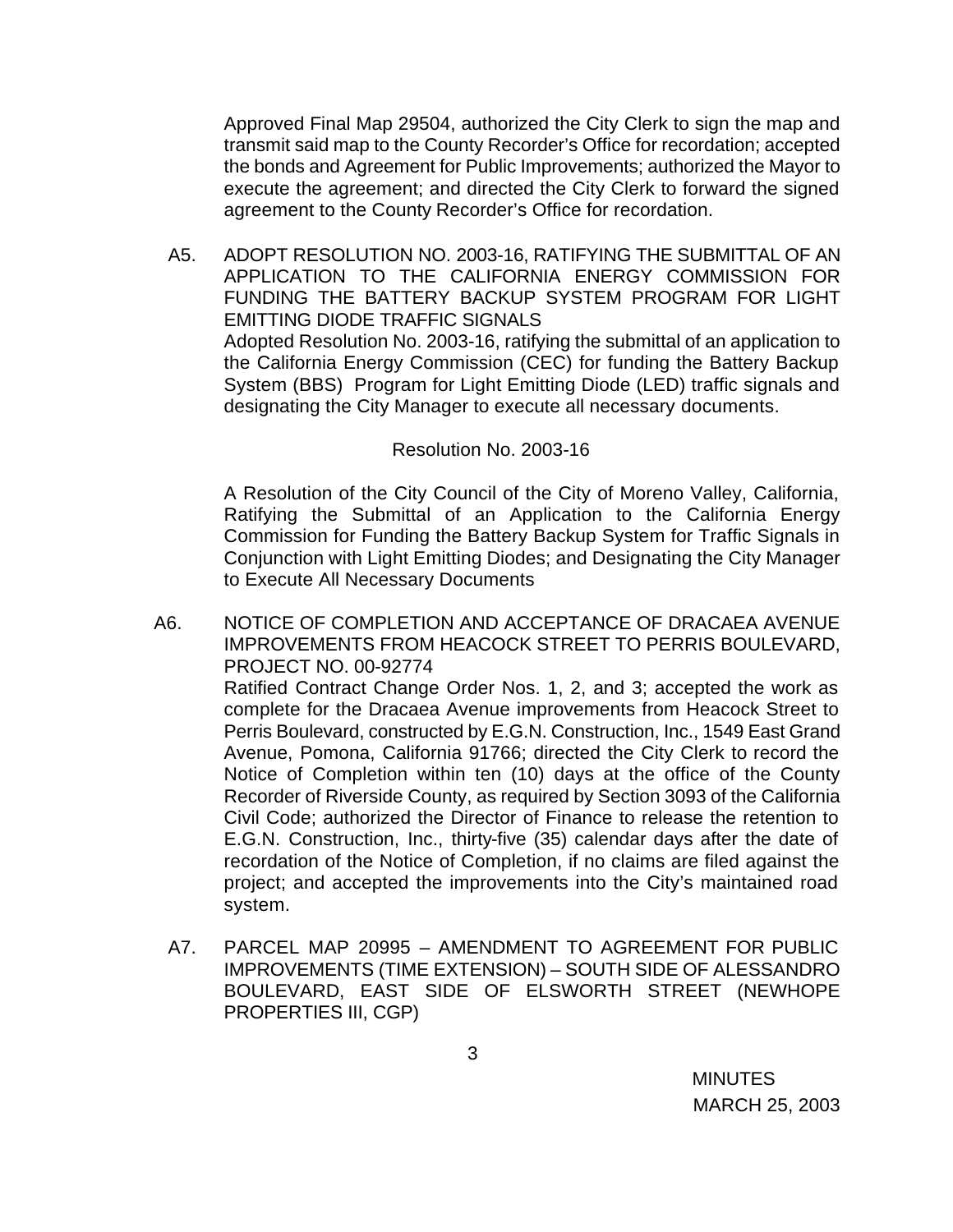Approved Final Map 29504, authorized the City Clerk to sign the map and transmit said map to the County Recorder's Office for recordation; accepted the bonds and Agreement for Public Improvements; authorized the Mayor to execute the agreement; and directed the City Clerk to forward the signed agreement to the County Recorder's Office for recordation.

A5. ADOPT RESOLUTION NO. 2003-16, RATIFYING THE SUBMITTAL OF AN APPLICATION TO THE CALIFORNIA ENERGY COMMISSION FOR FUNDING THE BATTERY BACKUP SYSTEM PROGRAM FOR LIGHT EMITTING DIODE TRAFFIC SIGNALS

Adopted Resolution No. 2003-16, ratifying the submittal of an application to the California Energy Commission (CEC) for funding the Battery Backup System (BBS) Program for Light Emitting Diode (LED) traffic signals and designating the City Manager to execute all necessary documents.

Resolution No. 2003-16

A Resolution of the City Council of the City of Moreno Valley, California, Ratifying the Submittal of an Application to the California Energy Commission for Funding the Battery Backup System for Traffic Signals in Conjunction with Light Emitting Diodes; and Designating the City Manager to Execute All Necessary Documents

A6. NOTICE OF COMPLETION AND ACCEPTANCE OF DRACAEA AVENUE IMPROVEMENTS FROM HEACOCK STREET TO PERRIS BOULEVARD, PROJECT NO. 00-92774

Ratified Contract Change Order Nos. 1, 2, and 3; accepted the work as complete for the Dracaea Avenue improvements from Heacock Street to Perris Boulevard, constructed by E.G.N. Construction, Inc., 1549 East Grand Avenue, Pomona, California 91766; directed the City Clerk to record the Notice of Completion within ten (10) days at the office of the County Recorder of Riverside County, as required by Section 3093 of the California Civil Code; authorized the Director of Finance to release the retention to E.G.N. Construction, Inc., thirty-five (35) calendar days after the date of recordation of the Notice of Completion, if no claims are filed against the project; and accepted the improvements into the City's maintained road system.

A7. PARCEL MAP 20995 – AMENDMENT TO AGREEMENT FOR PUBLIC IMPROVEMENTS (TIME EXTENSION) – SOUTH SIDE OF ALESSANDRO BOULEVARD, EAST SIDE OF ELSWORTH STREET (NEWHOPE PROPERTIES III, CGP)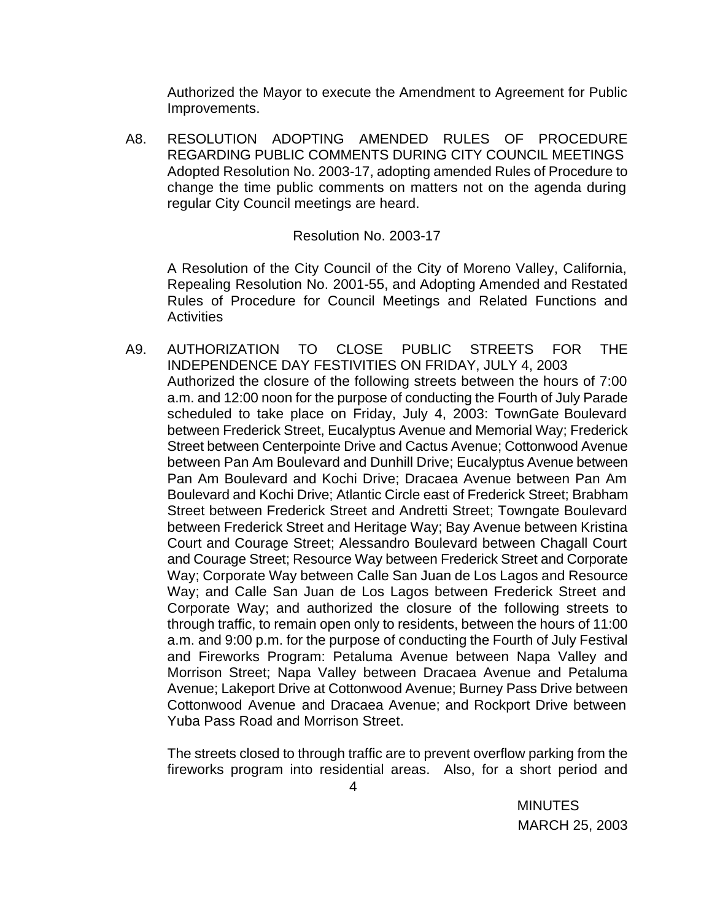Authorized the Mayor to execute the Amendment to Agreement for Public Improvements.

A8. RESOLUTION ADOPTING AMENDED RULES OF PROCEDURE REGARDING PUBLIC COMMENTS DURING CITY COUNCIL MEETINGS
Adopted Resolution No. 2003-17, adopting amended Rules of Procedure to change the time public comments on matters not on the agenda during regular City Council meetings are heard.

Resolution No. 2003-17

A Resolution of the City Council of the City of Moreno Valley, California, Repealing Resolution No. 2001-55, and Adopting Amended and Restated Rules of Procedure for Council Meetings and Related Functions and Activities

A9. AUTHORIZATION TO CLOSE PUBLIC STREETS FOR THE INDEPENDENCE DAY FESTIVITIES ON FRIDAY, JULY 4, 2003
Authorized the closure of the following streets between the hours of 7:00 a.m. and 12:00 noon for the purpose of conducting the Fourth of July Parade scheduled to take place on Friday, July 4, 2003: TownGate Boulevard between Frederick Street, Eucalyptus Avenue and Memorial Way; Frederick Street between Centerpointe Drive and Cactus Avenue; Cottonwood Avenue between Pan Am Boulevard and Dunhill Drive; Eucalyptus Avenue between Pan Am Boulevard and Kochi Drive; Dracaea Avenue between Pan Am Boulevard and Kochi Drive; Atlantic Circle east of Frederick Street; Brabham Street between Frederick Street and Andretti Street; Towngate Boulevard between Frederick Street and Heritage Way; Bay Avenue between Kristina Court and Courage Street; Alessandro Boulevard between Chagall Court and Courage Street; Resource Way between Frederick Street and Corporate Way; Corporate Way between Calle San Juan de Los Lagos and Resource Way; and Calle San Juan de Los Lagos between Frederick Street and Corporate Way; and authorized the closure of the following streets to through traffic, to remain open only to residents, between the hours of 11:00 a.m. and 9:00 p.m. for the purpose of conducting the Fourth of July Festival and Fireworks Program: Petaluma Avenue between Napa Valley and Morrison Street; Napa Valley between Dracaea Avenue and Petaluma Avenue; Lakeport Drive at Cottonwood Avenue; Burney Pass Drive between Cottonwood Avenue and Dracaea Avenue; and Rockport Drive between Yuba Pass Road and Morrison Street.

The streets closed to through traffic are to prevent overflow parking from the fireworks program into residential areas. Also, for a short period and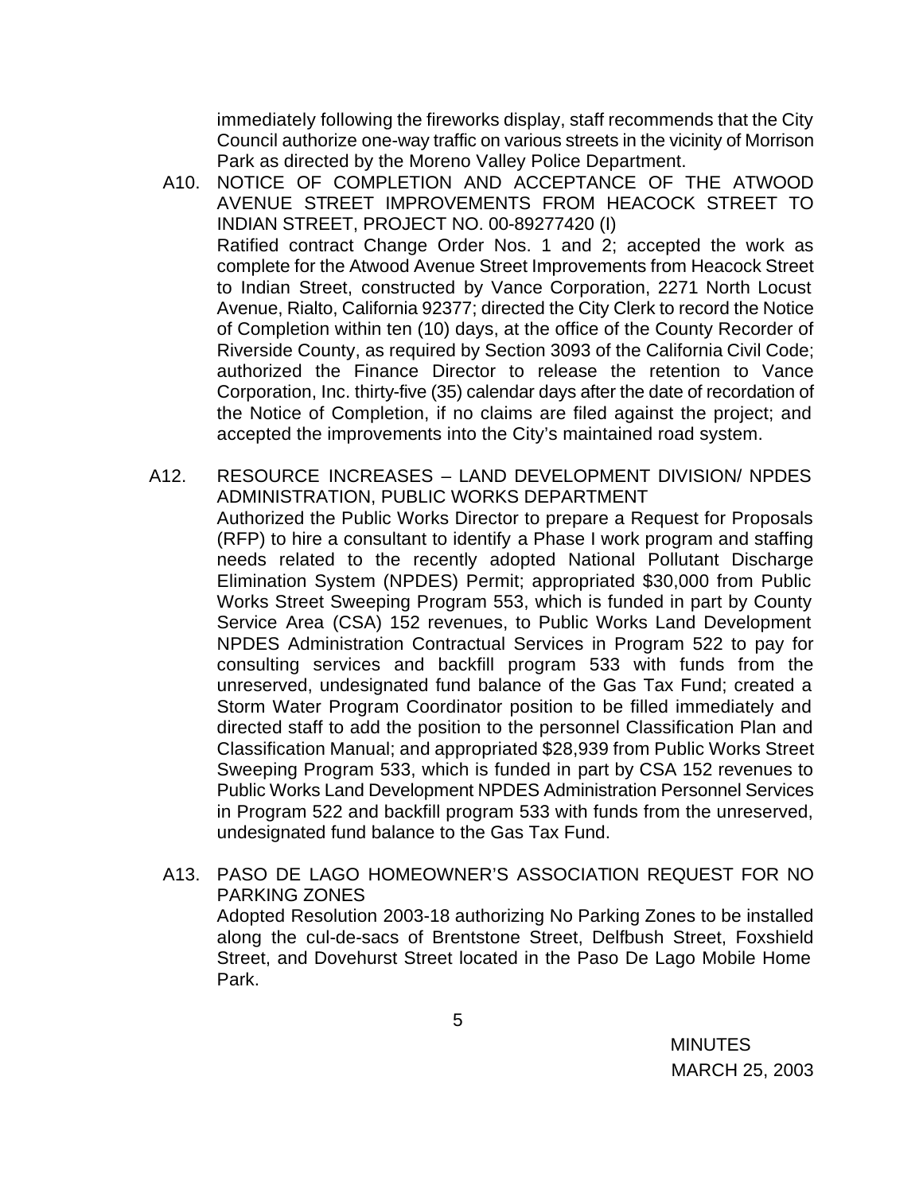immediately following the fireworks display, staff recommends that the City Council authorize one-way traffic on various streets in the vicinity of Morrison Park as directed by the Moreno Valley Police Department.

A10. NOTICE OF COMPLETION AND ACCEPTANCE OF THE ATWOOD AVENUE STREET IMPROVEMENTS FROM HEACOCK STREET TO INDIAN STREET, PROJECT NO. 00-89277420 (I)

Ratified contract Change Order Nos. 1 and 2; accepted the work as complete for the Atwood Avenue Street Improvements from Heacock Street to Indian Street, constructed by Vance Corporation, 2271 North Locust Avenue, Rialto, California 92377; directed the City Clerk to record the Notice of Completion within ten (10) days, at the office of the County Recorder of Riverside County, as required by Section 3093 of the California Civil Code; authorized the Finance Director to release the retention to Vance Corporation, Inc. thirty-five (35) calendar days after the date of recordation of the Notice of Completion, if no claims are filed against the project; and accepted the improvements into the City's maintained road system.

A12. RESOURCE INCREASES – LAND DEVELOPMENT DIVISION/ NPDES ADMINISTRATION, PUBLIC WORKS DEPARTMENT

Authorized the Public Works Director to prepare a Request for Proposals (RFP) to hire a consultant to identify a Phase I work program and staffing needs related to the recently adopted National Pollutant Discharge Elimination System (NPDES) Permit; appropriated $30,000 from Public Works Street Sweeping Program 553, which is funded in part by County Service Area (CSA) 152 revenues, to Public Works Land Development NPDES Administration Contractual Services in Program 522 to pay for consulting services and backfill program 533 with funds from the unreserved, undesignated fund balance of the Gas Tax Fund; created a Storm Water Program Coordinator position to be filled immediately and directed staff to add the position to the personnel Classification Plan and Classification Manual; and appropriated $28,939 from Public Works Street Sweeping Program 533, which is funded in part by CSA 152 revenues to Public Works Land Development NPDES Administration Personnel Services in Program 522 and backfill program 533 with funds from the unreserved, undesignated fund balance to the Gas Tax Fund.

A13. PASO DE LAGO HOMEOWNER'S ASSOCIATION REQUEST FOR NO PARKING ZONES

Adopted Resolution 2003-18 authorizing No Parking Zones to be installed along the cul-de-sacs of Brentstone Street, Delfbush Street, Foxshield Street, and Dovehurst Street located in the Paso De Lago Mobile Home Park.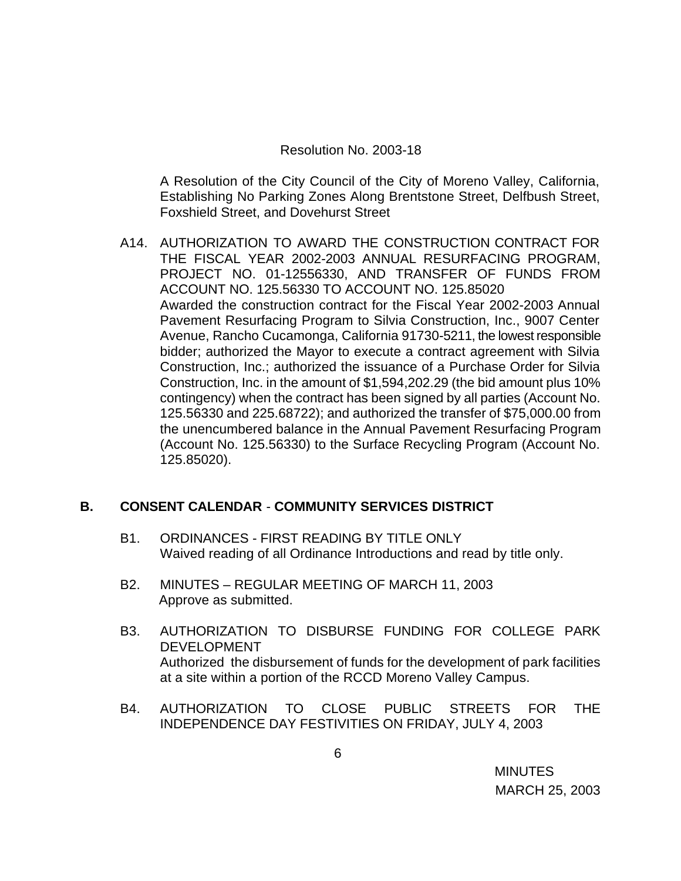Resolution No. 2003-18

A Resolution of the City Council of the City of Moreno Valley, California, Establishing No Parking Zones Along Brentstone Street, Delfbush Street, Foxshield Street, and Dovehurst Street

A14. AUTHORIZATION TO AWARD THE CONSTRUCTION CONTRACT FOR THE FISCAL YEAR 2002-2003 ANNUAL RESURFACING PROGRAM, PROJECT NO. 01-12556330, AND TRANSFER OF FUNDS FROM ACCOUNT NO. 125.56330 TO ACCOUNT NO. 125.85020
Awarded the construction contract for the Fiscal Year 2002-2003 Annual Pavement Resurfacing Program to Silvia Construction, Inc., 9007 Center Avenue, Rancho Cucamonga, California 91730-5211, the lowest responsible bidder; authorized the Mayor to execute a contract agreement with Silvia Construction, Inc.; authorized the issuance of a Purchase Order for Silvia Construction, Inc. in the amount of $1,594,202.29 (the bid amount plus 10% contingency) when the contract has been signed by all parties (Account No. 125.56330 and 225.68722); and authorized the transfer of $75,000.00 from the unencumbered balance in the Annual Pavement Resurfacing Program (Account No. 125.56330) to the Surface Recycling Program (Account No. 125.85020).

## B. CONSENT CALENDAR - COMMUNITY SERVICES DISTRICT

B1. ORDINANCES - FIRST READING BY TITLE ONLY
Waived reading of all Ordinance Introductions and read by title only.

B2. MINUTES – REGULAR MEETING OF MARCH 11, 2003
Approve as submitted.

B3. AUTHORIZATION TO DISBURSE FUNDING FOR COLLEGE PARK DEVELOPMENT
Authorized the disbursement of funds for the development of park facilities at a site within a portion of the RCCD Moreno Valley Campus.

B4. AUTHORIZATION TO CLOSE PUBLIC STREETS FOR THE INDEPENDENCE DAY FESTIVITIES ON FRIDAY, JULY 4, 2003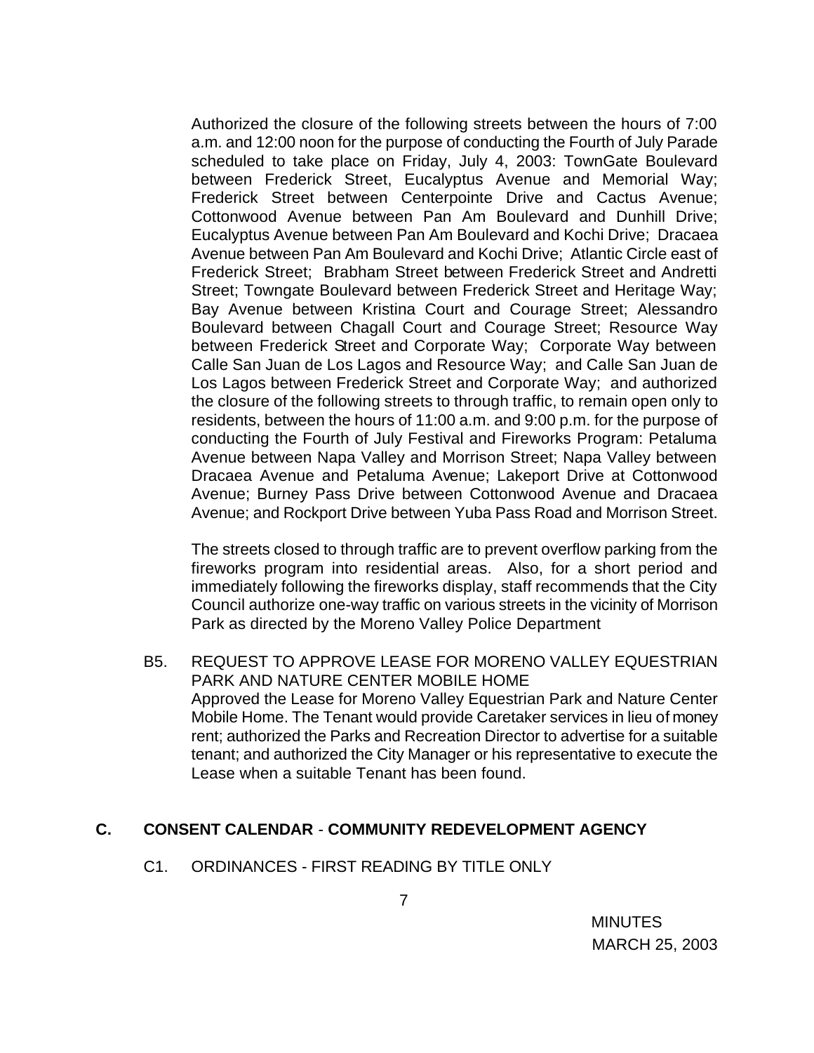Authorized the closure of the following streets between the hours of 7:00 a.m. and 12:00 noon for the purpose of conducting the Fourth of July Parade scheduled to take place on Friday, July 4, 2003: TownGate Boulevard between Frederick Street, Eucalyptus Avenue and Memorial Way; Frederick Street between Centerpointe Drive and Cactus Avenue; Cottonwood Avenue between Pan Am Boulevard and Dunhill Drive; Eucalyptus Avenue between Pan Am Boulevard and Kochi Drive; Dracaea Avenue between Pan Am Boulevard and Kochi Drive; Atlantic Circle east of Frederick Street; Brabham Street between Frederick Street and Andretti Street; Towngate Boulevard between Frederick Street and Heritage Way; Bay Avenue between Kristina Court and Courage Street; Alessandro Boulevard between Chagall Court and Courage Street; Resource Way between Frederick Street and Corporate Way; Corporate Way between Calle San Juan de Los Lagos and Resource Way; and Calle San Juan de Los Lagos between Frederick Street and Corporate Way; and authorized the closure of the following streets to through traffic, to remain open only to residents, between the hours of 11:00 a.m. and 9:00 p.m. for the purpose of conducting the Fourth of July Festival and Fireworks Program: Petaluma Avenue between Napa Valley and Morrison Street; Napa Valley between Dracaea Avenue and Petaluma Avenue; Lakeport Drive at Cottonwood Avenue; Burney Pass Drive between Cottonwood Avenue and Dracaea Avenue; and Rockport Drive between Yuba Pass Road and Morrison Street.

The streets closed to through traffic are to prevent overflow parking from the fireworks program into residential areas. Also, for a short period and immediately following the fireworks display, staff recommends that the City Council authorize one-way traffic on various streets in the vicinity of Morrison Park as directed by the Moreno Valley Police Department

B5. REQUEST TO APPROVE LEASE FOR MORENO VALLEY EQUESTRIAN PARK AND NATURE CENTER MOBILE HOME
Approved the Lease for Moreno Valley Equestrian Park and Nature Center Mobile Home. The Tenant would provide Caretaker services in lieu of money rent; authorized the Parks and Recreation Director to advertise for a suitable tenant; and authorized the City Manager or his representative to execute the Lease when a suitable Tenant has been found.

## C. CONSENT CALENDAR - COMMUNITY REDEVELOPMENT AGENCY

C1. ORDINANCES - FIRST READING BY TITLE ONLY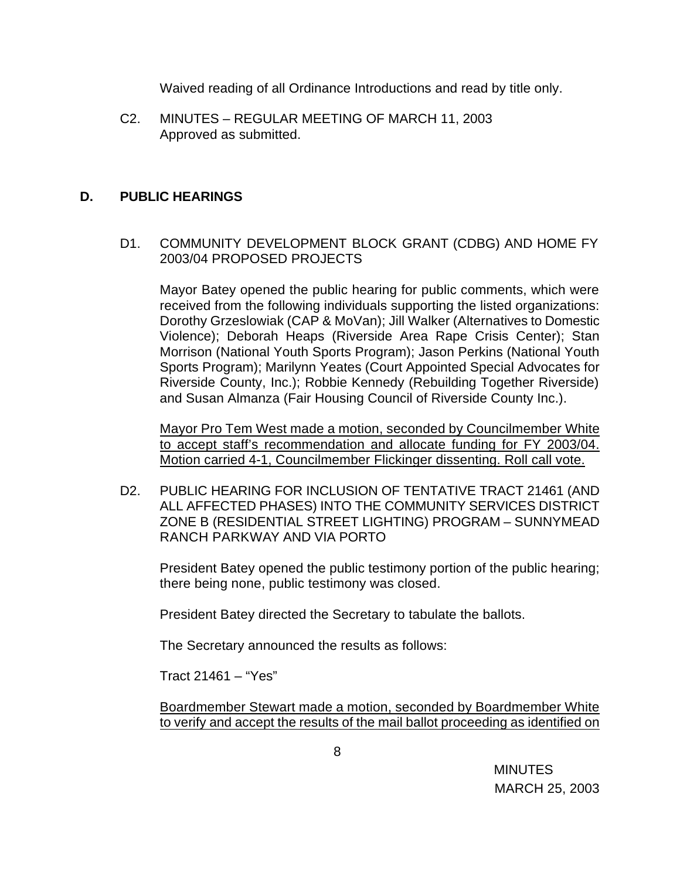Waived reading of all Ordinance Introductions and read by title only.

C2. MINUTES – REGULAR MEETING OF MARCH 11, 2003
Approved as submitted.

## D. PUBLIC HEARINGS

D1. COMMUNITY DEVELOPMENT BLOCK GRANT (CDBG) AND HOME FY 2003/04 PROPOSED PROJECTS

Mayor Batey opened the public hearing for public comments, which were received from the following individuals supporting the listed organizations: Dorothy Grzeslowiak (CAP & MoVan); Jill Walker (Alternatives to Domestic Violence); Deborah Heaps (Riverside Area Rape Crisis Center); Stan Morrison (National Youth Sports Program); Jason Perkins (National Youth Sports Program); Marilynn Yeates (Court Appointed Special Advocates for Riverside County, Inc.); Robbie Kennedy (Rebuilding Together Riverside) and Susan Almanza (Fair Housing Council of Riverside County Inc.).

<u>Mayor Pro Tem West made a motion, seconded by Councilmember White to accept staff's recommendation and allocate funding for FY 2003/04. Motion carried 4-1, Councilmember Flickinger dissenting. Roll call vote.</u>

D2. PUBLIC HEARING FOR INCLUSION OF TENTATIVE TRACT 21461 (AND ALL AFFECTED PHASES) INTO THE COMMUNITY SERVICES DISTRICT ZONE B (RESIDENTIAL STREET LIGHTING) PROGRAM – SUNNYMEAD RANCH PARKWAY AND VIA PORTO

President Batey opened the public testimony portion of the public hearing; there being none, public testimony was closed.

President Batey directed the Secretary to tabulate the ballots.

The Secretary announced the results as follows:

Tract 21461 – "Yes"

<u>Boardmember Stewart made a motion, seconded by Boardmember White to verify and accept the results of the mail ballot proceeding as identified on</u>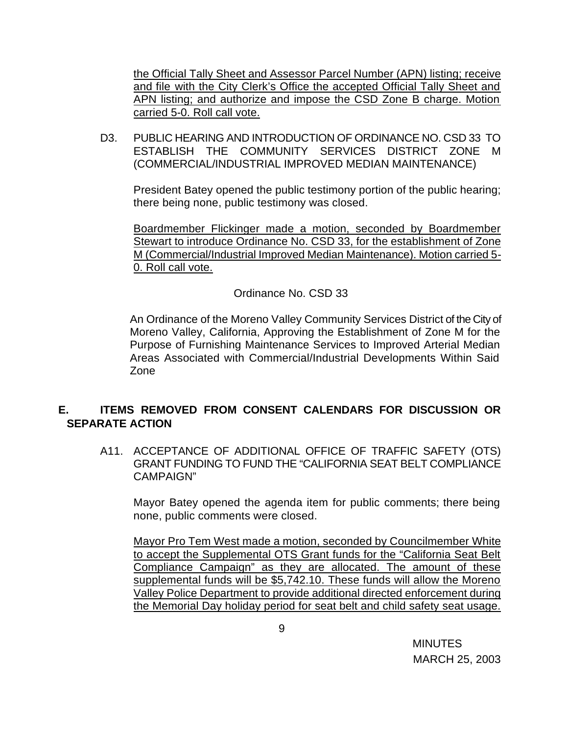the Official Tally Sheet and Assessor Parcel Number (APN) listing; receive and file with the City Clerk's Office the accepted Official Tally Sheet and APN listing; and authorize and impose the CSD Zone B charge. Motion carried 5-0. Roll call vote.

D3. PUBLIC HEARING AND INTRODUCTION OF ORDINANCE NO. CSD 33 TO ESTABLISH THE COMMUNITY SERVICES DISTRICT ZONE M (COMMERCIAL/INDUSTRIAL IMPROVED MEDIAN MAINTENANCE)

President Batey opened the public testimony portion of the public hearing; there being none, public testimony was closed.

Boardmember Flickinger made a motion, seconded by Boardmember Stewart to introduce Ordinance No. CSD 33, for the establishment of Zone M (Commercial/Industrial Improved Median Maintenance). Motion carried 5-0. Roll call vote.

Ordinance No. CSD 33

An Ordinance of the Moreno Valley Community Services District of the City of Moreno Valley, California, Approving the Establishment of Zone M for the Purpose of Furnishing Maintenance Services to Improved Arterial Median Areas Associated with Commercial/Industrial Developments Within Said Zone

## E. ITEMS REMOVED FROM CONSENT CALENDARS FOR DISCUSSION OR SEPARATE ACTION

A11. ACCEPTANCE OF ADDITIONAL OFFICE OF TRAFFIC SAFETY (OTS) GRANT FUNDING TO FUND THE "CALIFORNIA SEAT BELT COMPLIANCE CAMPAIGN"

Mayor Batey opened the agenda item for public comments; there being none, public comments were closed.

Mayor Pro Tem West made a motion, seconded by Councilmember White to accept the Supplemental OTS Grant funds for the "California Seat Belt Compliance Campaign" as they are allocated. The amount of these supplemental funds will be $5,742.10. These funds will allow the Moreno Valley Police Department to provide additional directed enforcement during the Memorial Day holiday period for seat belt and child safety seat usage.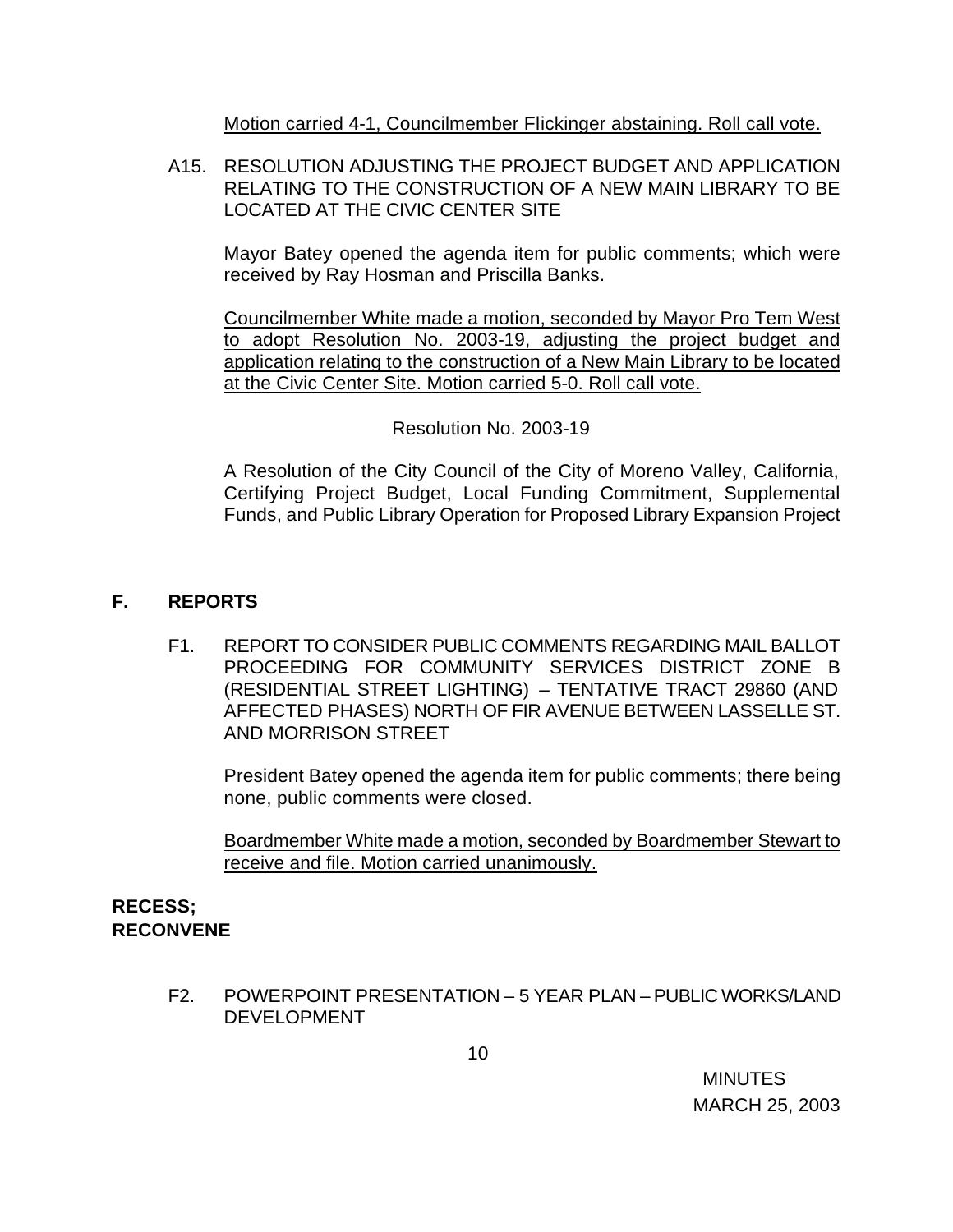Motion carried 4-1, Councilmember Flickinger abstaining. Roll call vote.

A15. RESOLUTION ADJUSTING THE PROJECT BUDGET AND APPLICATION RELATING TO THE CONSTRUCTION OF A NEW MAIN LIBRARY TO BE LOCATED AT THE CIVIC CENTER SITE

Mayor Batey opened the agenda item for public comments; which were received by Ray Hosman and Priscilla Banks.

Councilmember White made a motion, seconded by Mayor Pro Tem West to adopt Resolution No. 2003-19, adjusting the project budget and application relating to the construction of a New Main Library to be located at the Civic Center Site. Motion carried 5-0. Roll call vote.

Resolution No. 2003-19

A Resolution of the City Council of the City of Moreno Valley, California, Certifying Project Budget, Local Funding Commitment, Supplemental Funds, and Public Library Operation for Proposed Library Expansion Project

## F. REPORTS

F1. REPORT TO CONSIDER PUBLIC COMMENTS REGARDING MAIL BALLOT PROCEEDING FOR COMMUNITY SERVICES DISTRICT ZONE B (RESIDENTIAL STREET LIGHTING) – TENTATIVE TRACT 29860 (AND AFFECTED PHASES) NORTH OF FIR AVENUE BETWEEN LASSELLE ST. AND MORRISON STREET

President Batey opened the agenda item for public comments; there being none, public comments were closed.

Boardmember White made a motion, seconded by Boardmember Stewart to receive and file. Motion carried unanimously.

**RECESS;**
**RECONVENE**

F2. POWERPOINT PRESENTATION – 5 YEAR PLAN – PUBLIC WORKS/LAND DEVELOPMENT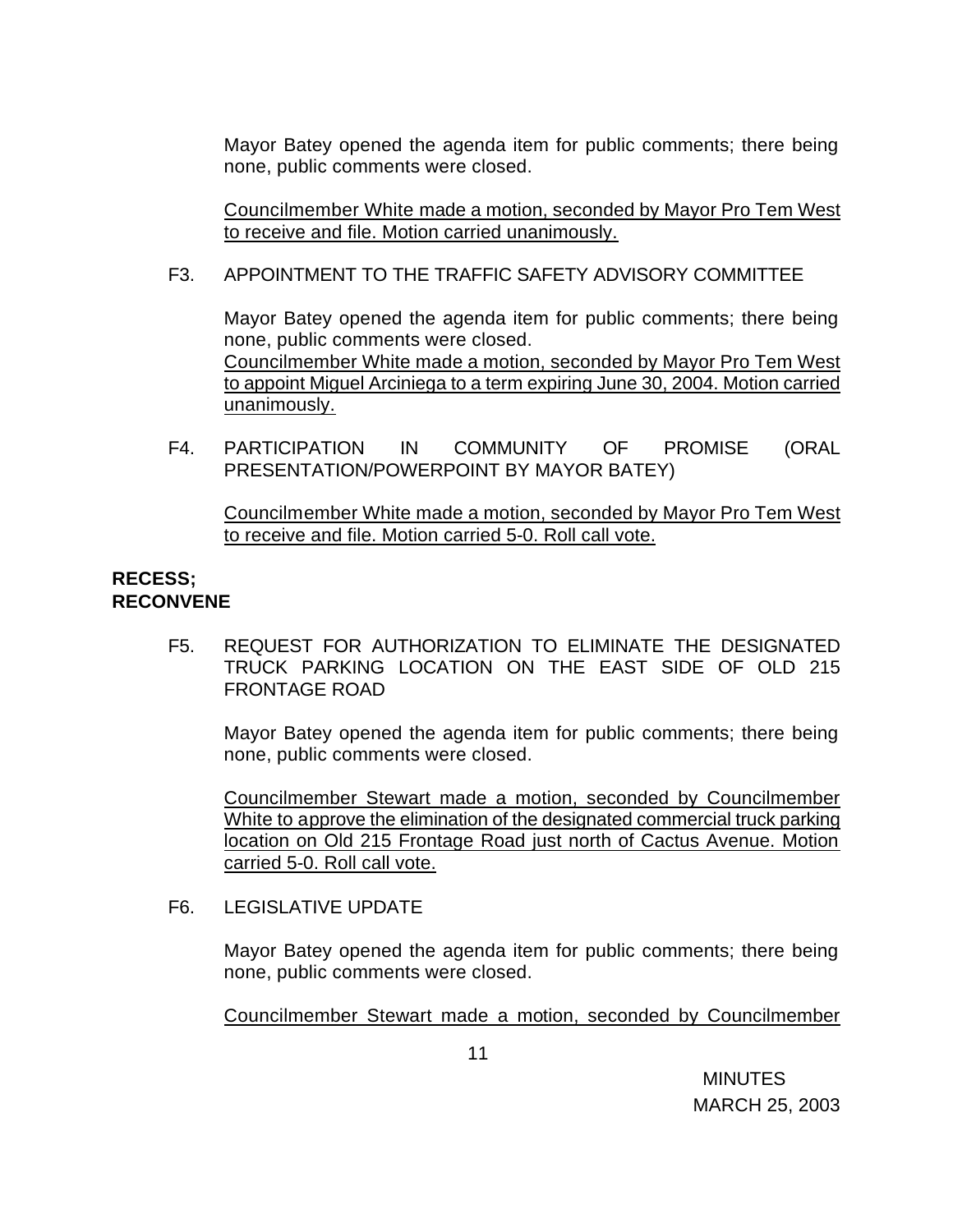Mayor Batey opened the agenda item for public comments; there being none, public comments were closed.

Councilmember White made a motion, seconded by Mayor Pro Tem West to receive and file. Motion carried unanimously.

F3. APPOINTMENT TO THE TRAFFIC SAFETY ADVISORY COMMITTEE

Mayor Batey opened the agenda item for public comments; there being none, public comments were closed.
Councilmember White made a motion, seconded by Mayor Pro Tem West to appoint Miguel Arciniega to a term expiring June 30, 2004. Motion carried unanimously.

F4. PARTICIPATION IN COMMUNITY OF PROMISE (ORAL PRESENTATION/POWERPOINT BY MAYOR BATEY)

Councilmember White made a motion, seconded by Mayor Pro Tem West to receive and file. Motion carried 5-0. Roll call vote.

**RECESS; RECONVENE**

F5. REQUEST FOR AUTHORIZATION TO ELIMINATE THE DESIGNATED TRUCK PARKING LOCATION ON THE EAST SIDE OF OLD 215 FRONTAGE ROAD

Mayor Batey opened the agenda item for public comments; there being none, public comments were closed.

Councilmember Stewart made a motion, seconded by Councilmember White to approve the elimination of the designated commercial truck parking location on Old 215 Frontage Road just north of Cactus Avenue. Motion carried 5-0. Roll call vote.

F6. LEGISLATIVE UPDATE

Mayor Batey opened the agenda item for public comments; there being none, public comments were closed.

Councilmember Stewart made a motion, seconded by Councilmember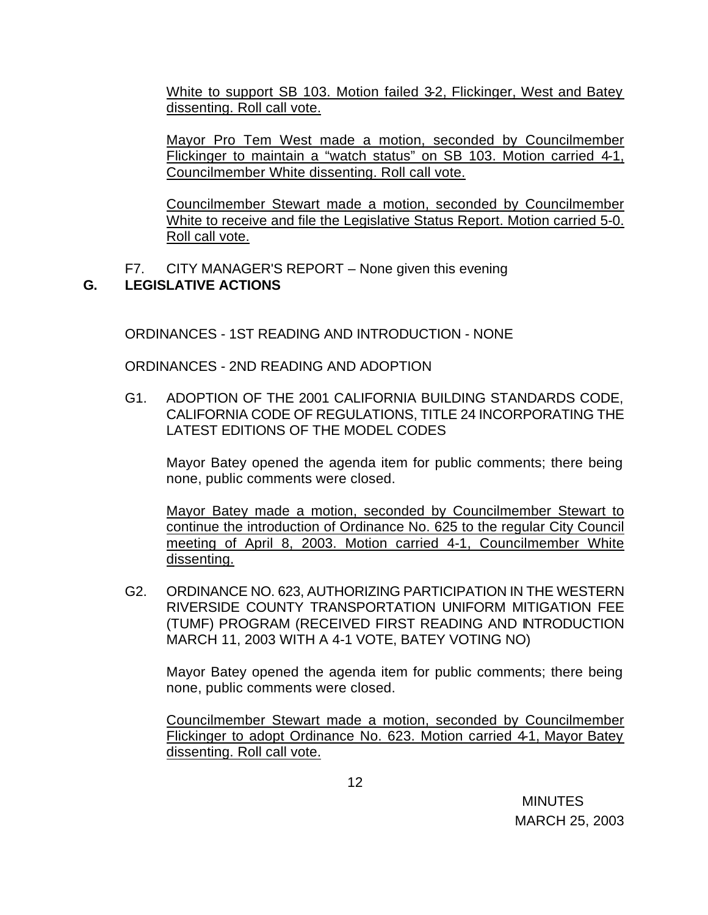White to support SB 103. Motion failed 3-2, Flickinger, West and Batey dissenting. Roll call vote.

Mayor Pro Tem West made a motion, seconded by Councilmember Flickinger to maintain a "watch status" on SB 103. Motion carried 4-1, Councilmember White dissenting. Roll call vote.

Councilmember Stewart made a motion, seconded by Councilmember White to receive and file the Legislative Status Report. Motion carried 5-0. Roll call vote.

F7. CITY MANAGER'S REPORT – None given this evening

## G. LEGISLATIVE ACTIONS

ORDINANCES - 1ST READING AND INTRODUCTION - NONE

ORDINANCES - 2ND READING AND ADOPTION

G1. ADOPTION OF THE 2001 CALIFORNIA BUILDING STANDARDS CODE, CALIFORNIA CODE OF REGULATIONS, TITLE 24 INCORPORATING THE LATEST EDITIONS OF THE MODEL CODES

Mayor Batey opened the agenda item for public comments; there being none, public comments were closed.

Mayor Batey made a motion, seconded by Councilmember Stewart to continue the introduction of Ordinance No. 625 to the regular City Council meeting of April 8, 2003. Motion carried 4-1, Councilmember White dissenting.

G2. ORDINANCE NO. 623, AUTHORIZING PARTICIPATION IN THE WESTERN RIVERSIDE COUNTY TRANSPORTATION UNIFORM MITIGATION FEE (TUMF) PROGRAM (RECEIVED FIRST READING AND INTRODUCTION MARCH 11, 2003 WITH A 4-1 VOTE, BATEY VOTING NO)

Mayor Batey opened the agenda item for public comments; there being none, public comments were closed.

Councilmember Stewart made a motion, seconded by Councilmember Flickinger to adopt Ordinance No. 623. Motion carried 4-1, Mayor Batey dissenting. Roll call vote.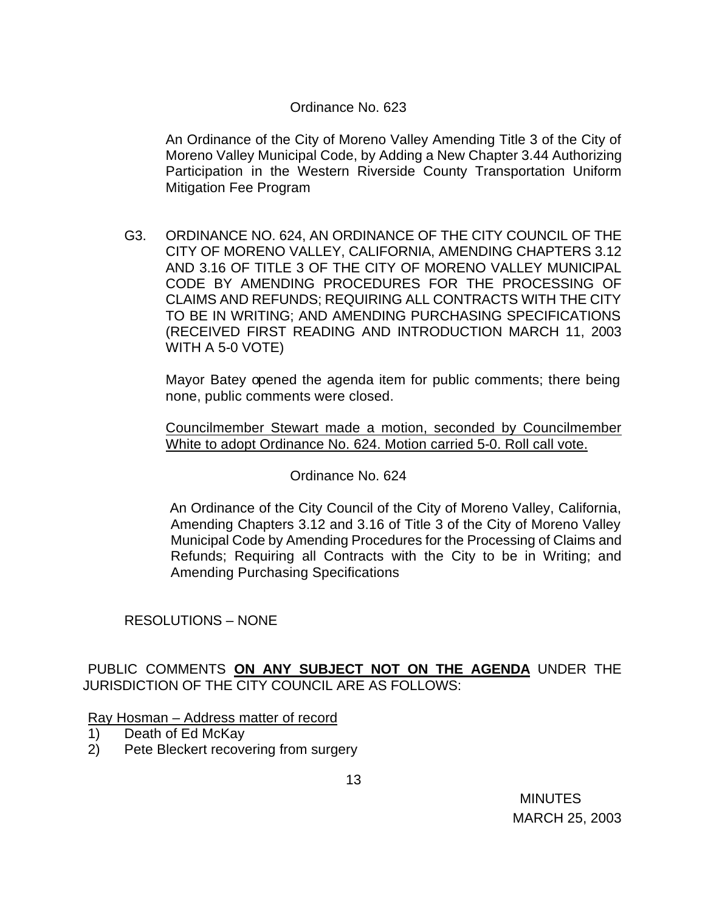Ordinance No. 623

An Ordinance of the City of Moreno Valley Amending Title 3 of the City of Moreno Valley Municipal Code, by Adding a New Chapter 3.44 Authorizing Participation in the Western Riverside County Transportation Uniform Mitigation Fee Program

G3. ORDINANCE NO. 624, AN ORDINANCE OF THE CITY COUNCIL OF THE CITY OF MORENO VALLEY, CALIFORNIA, AMENDING CHAPTERS 3.12 AND 3.16 OF TITLE 3 OF THE CITY OF MORENO VALLEY MUNICIPAL CODE BY AMENDING PROCEDURES FOR THE PROCESSING OF CLAIMS AND REFUNDS; REQUIRING ALL CONTRACTS WITH THE CITY TO BE IN WRITING; AND AMENDING PURCHASING SPECIFICATIONS (RECEIVED FIRST READING AND INTRODUCTION MARCH 11, 2003 WITH A 5-0 VOTE)

Mayor Batey opened the agenda item for public comments; there being none, public comments were closed.

Councilmember Stewart made a motion, seconded by Councilmember White to adopt Ordinance No. 624. Motion carried 5-0. Roll call vote.

Ordinance No. 624

An Ordinance of the City Council of the City of Moreno Valley, California, Amending Chapters 3.12 and 3.16 of Title 3 of the City of Moreno Valley Municipal Code by Amending Procedures for the Processing of Claims and Refunds; Requiring all Contracts with the City to be in Writing; and Amending Purchasing Specifications

RESOLUTIONS – NONE

PUBLIC COMMENTS **ON ANY SUBJECT NOT ON THE AGENDA** UNDER THE JURISDICTION OF THE CITY COUNCIL ARE AS FOLLOWS:

Ray Hosman – Address matter of record

1) Death of Ed McKay
2) Pete Bleckert recovering from surgery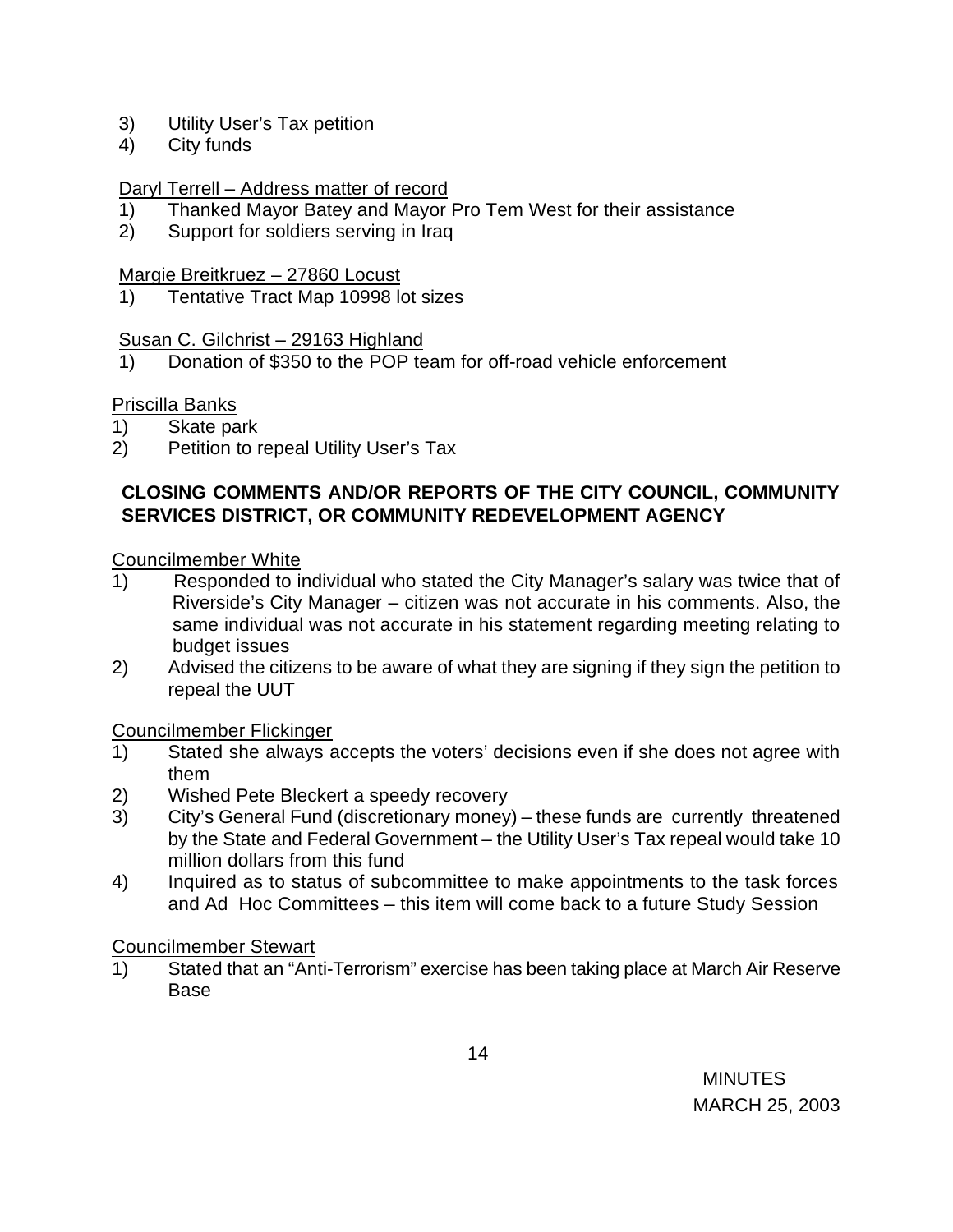3) Utility User's Tax petition
4) City funds

Daryl Terrell – Address matter of record
1) Thanked Mayor Batey and Mayor Pro Tem West for their assistance
2) Support for soldiers serving in Iraq

Margie Breitkruez – 27860 Locust
1) Tentative Tract Map 10998 lot sizes

Susan C. Gilchrist – 29163 Highland
1) Donation of $350 to the POP team for off-road vehicle enforcement

Priscilla Banks
1) Skate park
2) Petition to repeal Utility User's Tax

**CLOSING COMMENTS AND/OR REPORTS OF THE CITY COUNCIL, COMMUNITY SERVICES DISTRICT, OR COMMUNITY REDEVELOPMENT AGENCY**

Councilmember White
1) Responded to individual who stated the City Manager's salary was twice that of Riverside's City Manager – citizen was not accurate in his comments. Also, the same individual was not accurate in his statement regarding meeting relating to budget issues
2) Advised the citizens to be aware of what they are signing if they sign the petition to repeal the UUT

Councilmember Flickinger
1) Stated she always accepts the voters' decisions even if she does not agree with them
2) Wished Pete Bleckert a speedy recovery
3) City's General Fund (discretionary money) – these funds are currently threatened by the State and Federal Government – the Utility User's Tax repeal would take 10 million dollars from this fund
4) Inquired as to status of subcommittee to make appointments to the task forces and Ad Hoc Committees – this item will come back to a future Study Session

Councilmember Stewart
1) Stated that an "Anti-Terrorism" exercise has been taking place at March Air Reserve Base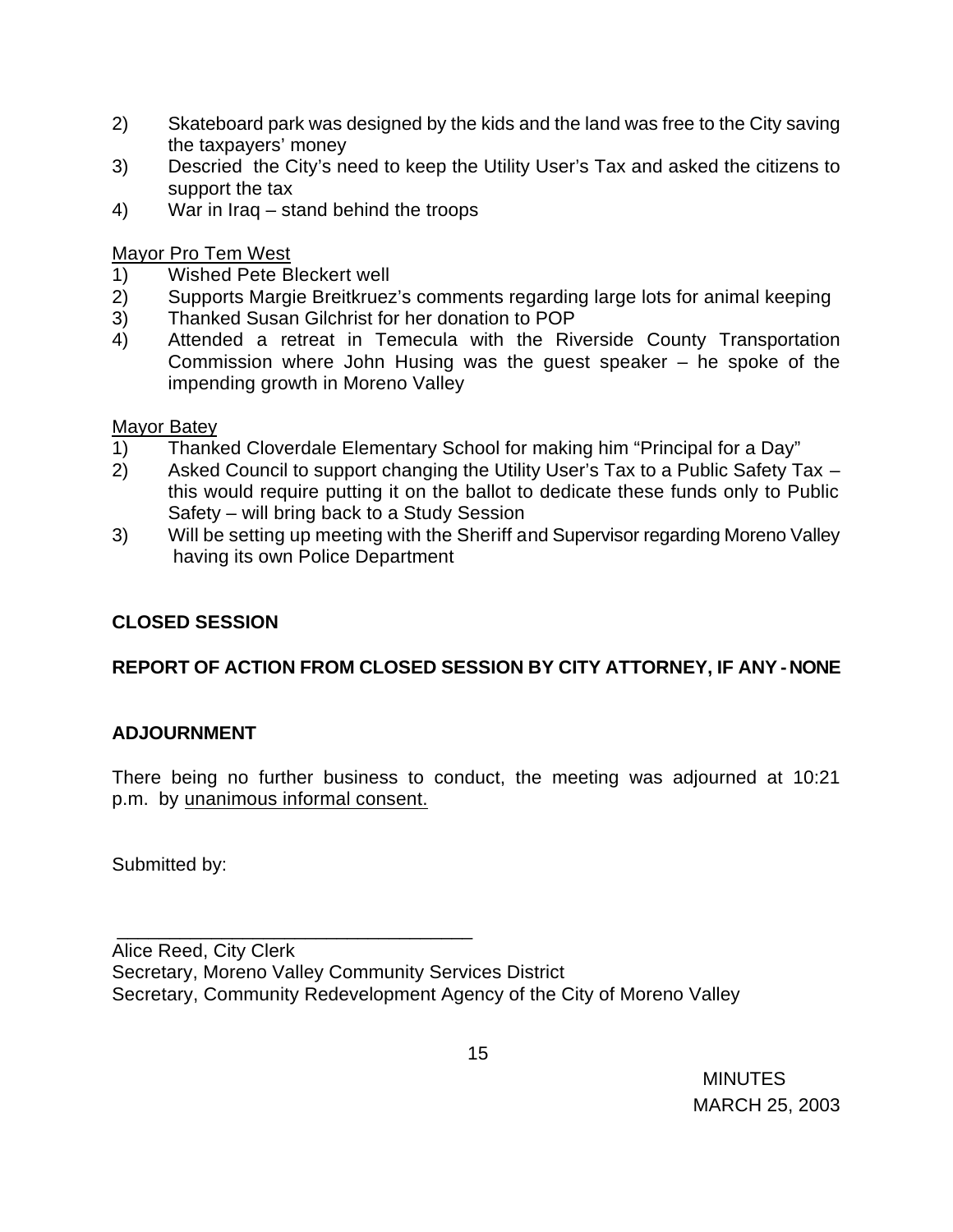2) Skateboard park was designed by the kids and the land was free to the City saving the taxpayers' money
3) Descried the City's need to keep the Utility User's Tax and asked the citizens to support the tax
4) War in Iraq – stand behind the troops

Mayor Pro Tem West
1) Wished Pete Bleckert well
2) Supports Margie Breitkruez's comments regarding large lots for animal keeping
3) Thanked Susan Gilchrist for her donation to POP
4) Attended a retreat in Temecula with the Riverside County Transportation Commission where John Husing was the guest speaker – he spoke of the impending growth in Moreno Valley

Mayor Batey
1) Thanked Cloverdale Elementary School for making him "Principal for a Day"
2) Asked Council to support changing the Utility User's Tax to a Public Safety Tax – this would require putting it on the ballot to dedicate these funds only to Public Safety – will bring back to a Study Session
3) Will be setting up meeting with the Sheriff and Supervisor regarding Moreno Valley having its own Police Department

**CLOSED SESSION**

**REPORT OF ACTION FROM CLOSED SESSION BY CITY ATTORNEY, IF ANY - NONE**

**ADJOURNMENT**

There being no further business to conduct, the meeting was adjourned at 10:21 p.m. by unanimous informal consent.

Submitted by:

___________________________________

Alice Reed, City Clerk
Secretary, Moreno Valley Community Services District
Secretary, Community Redevelopment Agency of the City of Moreno Valley

MINUTES
MARCH 25, 2003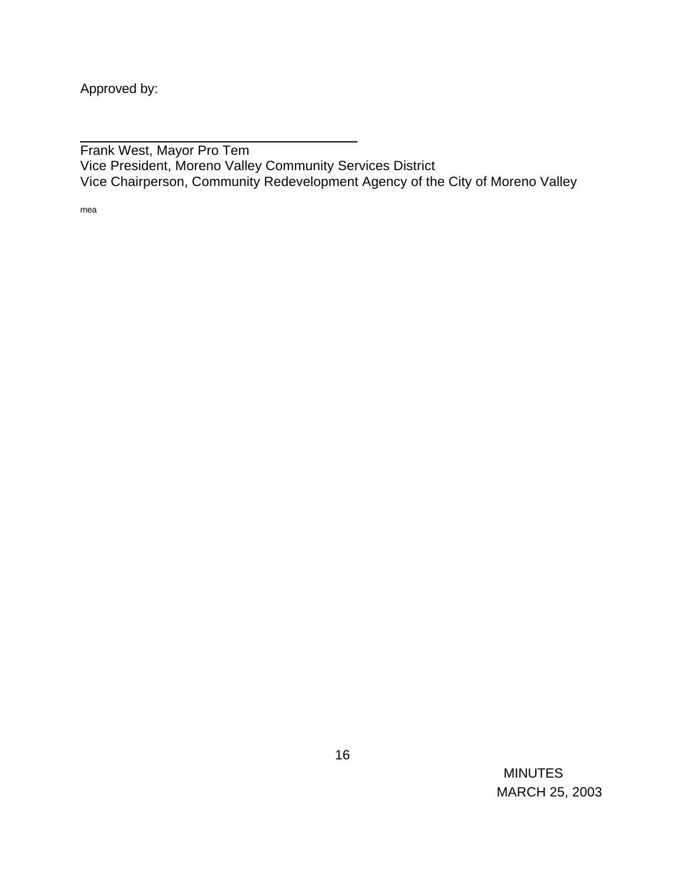Approved by:

\_\_\_\_\_\_\_\_\_\_\_\_\_\_\_\_\_\_\_\_\_\_\_\_\_\_\_\_\_\_\_\_\_\_\_\_\_\_

Frank West, Mayor Pro Tem
Vice President, Moreno Valley Community Services District
Vice Chairperson, Community Redevelopment Agency of the City of Moreno Valley

mea